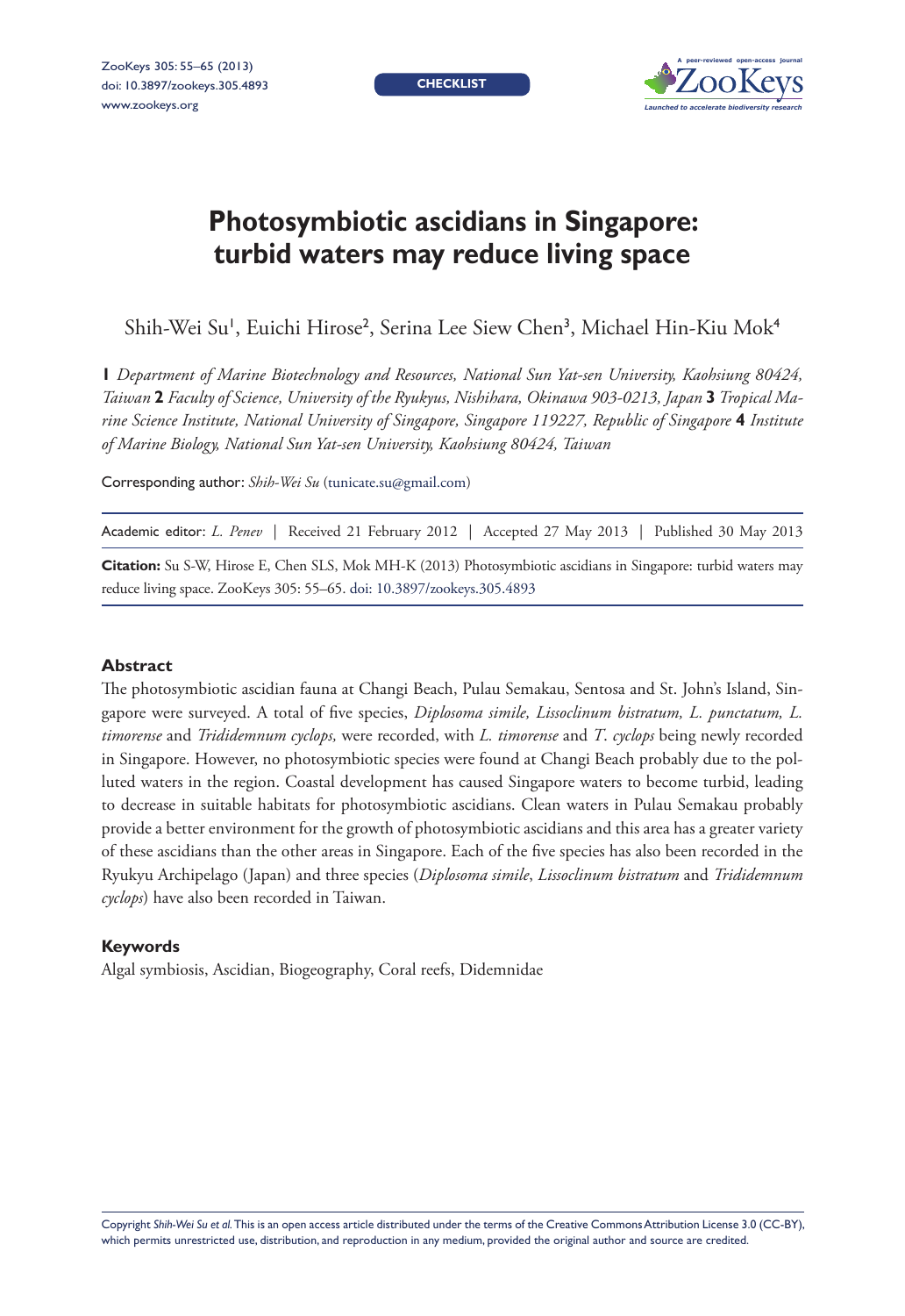CHECKLIST

# Photosymbiotic ascidians in Singapore: turbid waters may reduce living space

Shih-Wei Su[1], Euichi Hirose[2], Serina Lee Siew Chen[3], Michael Hin-Kiu Mok[4]

**1** *Department of Marine Biotechnology and Resources, National Sun Yat-sen University, Kaohsiung 80424, Taiwan* **2** *Faculty of Science, University of the Ryukyus, Nishihara, Okinawa 903-0213, Japan* **3** *Tropical Marine Science Institute, National University of Singapore, Singapore 119227, Republic of Singapore* **4** *Institute of Marine Biology, National Sun Yat-sen University, Kaohsiung 80424, Taiwan*

Corresponding author: *Shih-Wei Su* (tunicate.su@gmail.com)

Academic editor: *L. Penev* | Received 21 February 2012 | Accepted 27 May 2013 | Published 30 May 2013

**Citation:** Su S-W, Hirose E, Chen SLS, Mok MH-K (2013) Photosymbiotic ascidians in Singapore: turbid waters may reduce living space. ZooKeys 305: 55–65. doi: 10.3897/zookeys.305.4893

## Abstract

The photosymbiotic ascidian fauna at Changi Beach, Pulau Semakau, Sentosa and St. John's Island, Singapore were surveyed. A total of five species, *Diplosoma simile, Lissoclinum bistratum, L. punctatum, L. timorense* and *Trididemnum cyclops,* were recorded, with *L. timorense* and *T. cyclops* being newly recorded in Singapore. However, no photosymbiotic species were found at Changi Beach probably due to the polluted waters in the region. Coastal development has caused Singapore waters to become turbid, leading to decrease in suitable habitats for photosymbiotic ascidians. Clean waters in Pulau Semakau probably provide a better environment for the growth of photosymbiotic ascidians and this area has a greater variety of these ascidians than the other areas in Singapore. Each of the five species has also been recorded in the Ryukyu Archipelago (Japan) and three species (*Diplosoma simile*, *Lissoclinum bistratum* and *Trididemnum cyclops*) have also been recorded in Taiwan.

## Keywords

Algal symbiosis, Ascidian, Biogeography, Coral reefs, Didemnidae

Copyright *Shih-Wei Su et al.* This is an open access article distributed under the terms of the Creative Commons Attribution License 3.0 (CC-BY), which permits unrestricted use, distribution, and reproduction in any medium, provided the original author and source are credited.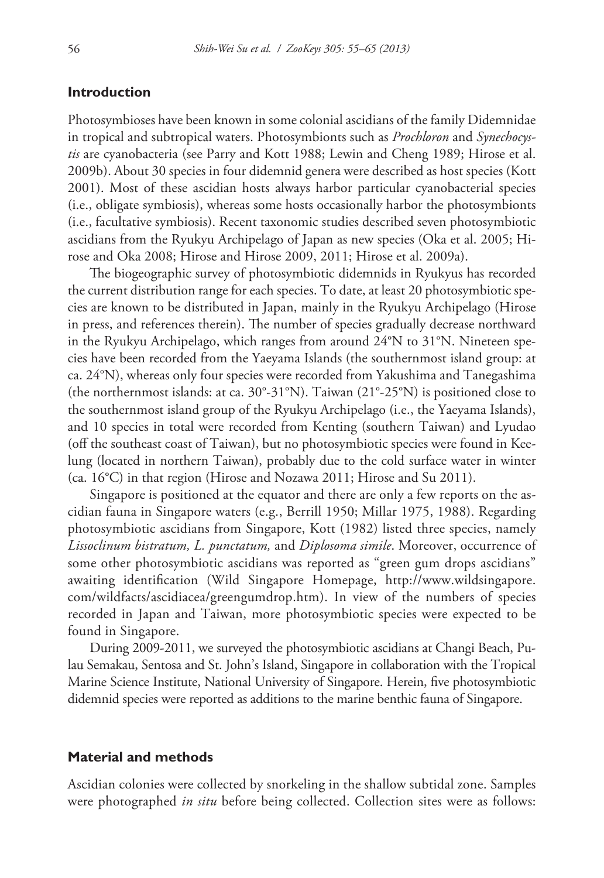## Introduction

Photosymbioses have been known in some colonial ascidians of the family Didemnidae in tropical and subtropical waters. Photosymbionts such as *Prochloron* and *Synechocystis* are cyanobacteria (see Parry and Kott 1988; Lewin and Cheng 1989; Hirose et al. 2009b). About 30 species in four didemnid genera were described as host species (Kott 2001). Most of these ascidian hosts always harbor particular cyanobacterial species (i.e., obligate symbiosis), whereas some hosts occasionally harbor the photosymbionts (i.e., facultative symbiosis). Recent taxonomic studies described seven photosymbiotic ascidians from the Ryukyu Archipelago of Japan as new species (Oka et al. 2005; Hirose and Oka 2008; Hirose and Hirose 2009, 2011; Hirose et al. 2009a).

The biogeographic survey of photosymbiotic didemnids in Ryukyus has recorded the current distribution range for each species. To date, at least 20 photosymbiotic species are known to be distributed in Japan, mainly in the Ryukyu Archipelago (Hirose in press, and references therein). The number of species gradually decrease northward in the Ryukyu Archipelago, which ranges from around 24°N to 31°N. Nineteen species have been recorded from the Yaeyama Islands (the southernmost island group: at ca. 24°N), whereas only four species were recorded from Yakushima and Tanegashima (the northernmost islands: at ca. 30°-31°N). Taiwan (21°-25°N) is positioned close to the southernmost island group of the Ryukyu Archipelago (i.e., the Yaeyama Islands), and 10 species in total were recorded from Kenting (southern Taiwan) and Lyudao (off the southeast coast of Taiwan), but no photosymbiotic species were found in Keelung (located in northern Taiwan), probably due to the cold surface water in winter (ca. 16°C) in that region (Hirose and Nozawa 2011; Hirose and Su 2011).

Singapore is positioned at the equator and there are only a few reports on the ascidian fauna in Singapore waters (e.g., Berrill 1950; Millar 1975, 1988). Regarding photosymbiotic ascidians from Singapore, Kott (1982) listed three species, namely *Lissoclinum bistratum, L. punctatum,* and *Diplosoma simile*. Moreover, occurrence of some other photosymbiotic ascidians was reported as "green gum drops ascidians" awaiting identification (Wild Singapore Homepage, http://www.wildsingapore.com/wildfacts/ascidiacea/greengumdrop.htm). In view of the numbers of species recorded in Japan and Taiwan, more photosymbiotic species were expected to be found in Singapore.

During 2009-2011, we surveyed the photosymbiotic ascidians at Changi Beach, Pulau Semakau, Sentosa and St. John's Island, Singapore in collaboration with the Tropical Marine Science Institute, National University of Singapore. Herein, five photosymbiotic didemnid species were reported as additions to the marine benthic fauna of Singapore.

## Material and methods

Ascidian colonies were collected by snorkeling in the shallow subtidal zone. Samples were photographed *in situ* before being collected. Collection sites were as follows: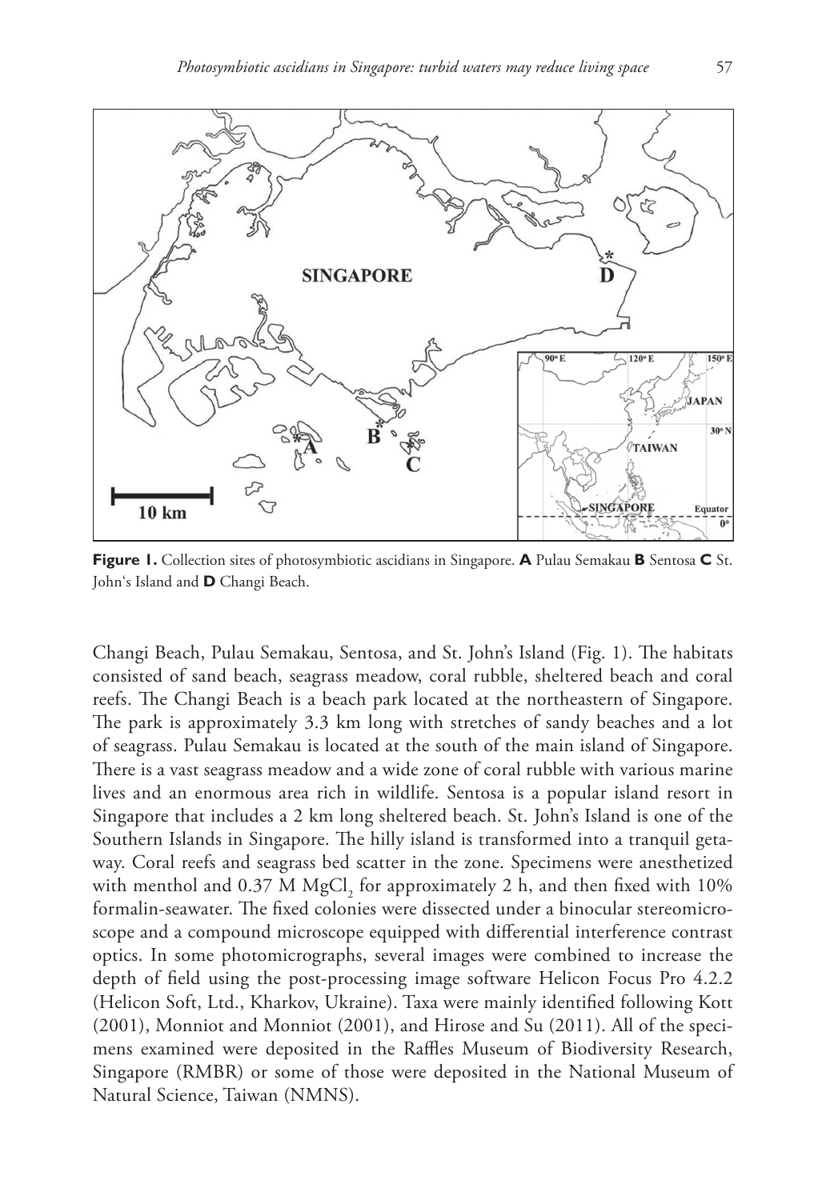**Figure 1.** Collection sites of photosymbiotic ascidians in Singapore. **A** Pulau Semakau **B** Sentosa **C** St. John's Island and **D** Changi Beach.

Changi Beach, Pulau Semakau, Sentosa, and St. John's Island (Fig. 1). The habitats consisted of sand beach, seagrass meadow, coral rubble, sheltered beach and coral reefs. The Changi Beach is a beach park located at the northeastern of Singapore. The park is approximately 3.3 km long with stretches of sandy beaches and a lot of seagrass. Pulau Semakau is located at the south of the main island of Singapore. There is a vast seagrass meadow and a wide zone of coral rubble with various marine lives and an enormous area rich in wildlife. Sentosa is a popular island resort in Singapore that includes a 2 km long sheltered beach. St. John's Island is one of the Southern Islands in Singapore. The hilly island is transformed into a tranquil getaway. Coral reefs and seagrass bed scatter in the zone. Specimens were anesthetized with menthol and 0.37 M $MgCl_2$ for approximately 2 h, and then fixed with 10% formalin-seawater. The fixed colonies were dissected under a binocular stereomicroscope and a compound microscope equipped with differential interference contrast optics. In some photomicrographs, several images were combined to increase the depth of field using the post-processing image software Helicon Focus Pro 4.2.2 (Helicon Soft, Ltd., Kharkov, Ukraine). Taxa were mainly identified following Kott (2001), Monniot and Monniot (2001), and Hirose and Su (2011). All of the specimens examined were deposited in the Raffles Museum of Biodiversity Research, Singapore (RMBR) or some of those were deposited in the National Museum of Natural Science, Taiwan (NMNS).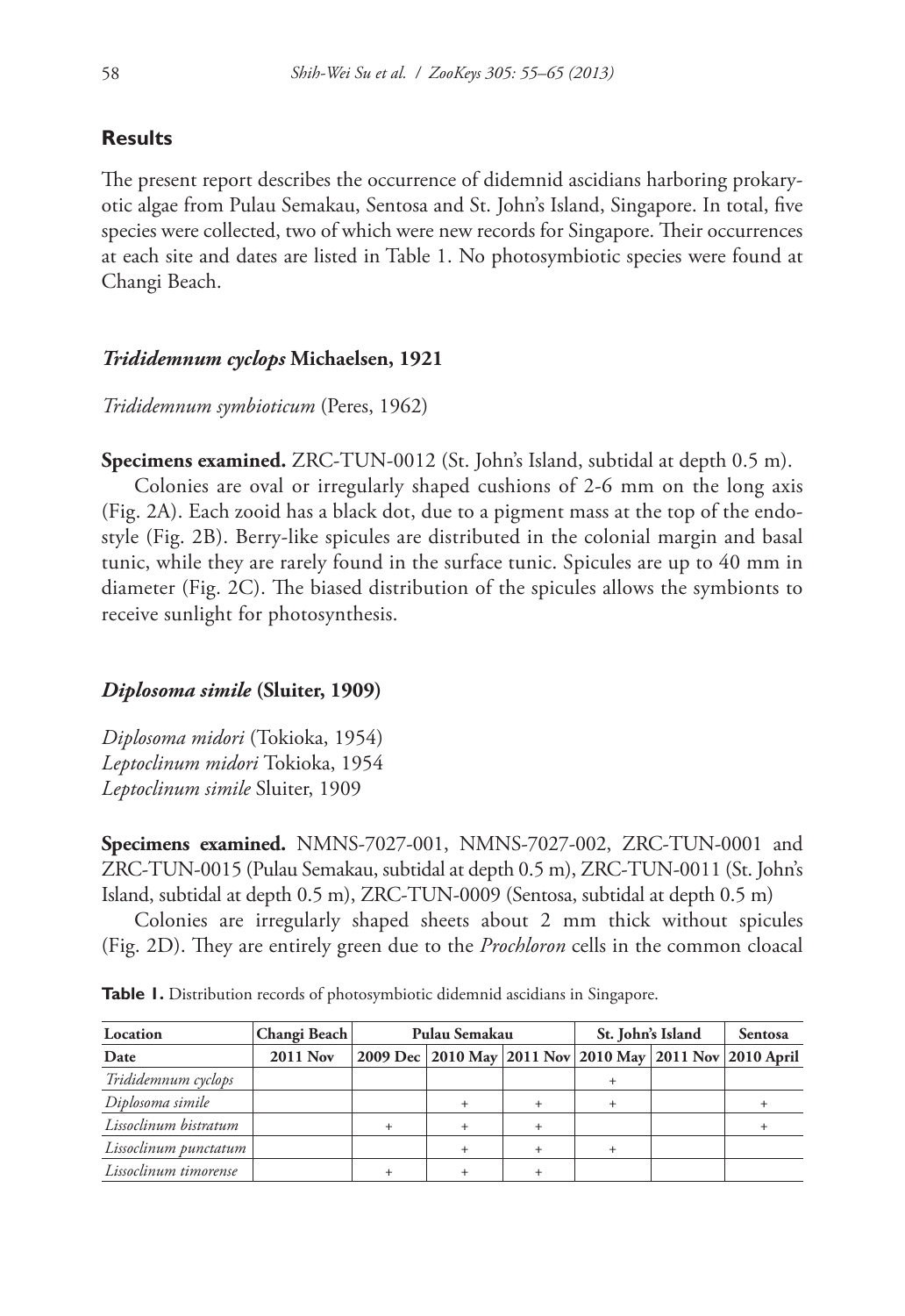## Results

The present report describes the occurrence of didemnid ascidians harboring prokaryotic algae from Pulau Semakau, Sentosa and St. John's Island, Singapore. In total, five species were collected, two of which were new records for Singapore. Their occurrences at each site and dates are listed in Table 1. No photosymbiotic species were found at Changi Beach.

### *Trididemnum cyclops* Michaelsen, 1921

*Trididemnum symbioticum* (Peres, 1962)

**Specimens examined.** ZRC-TUN-0012 (St. John's Island, subtidal at depth 0.5 m).

Colonies are oval or irregularly shaped cushions of 2-6 mm on the long axis (Fig. 2A). Each zooid has a black dot, due to a pigment mass at the top of the endostyle (Fig. 2B). Berry-like spicules are distributed in the colonial margin and basal tunic, while they are rarely found in the surface tunic. Spicules are up to 40 mm in diameter (Fig. 2C). The biased distribution of the spicules allows the symbionts to receive sunlight for photosynthesis.

### *Diplosoma simile* (Sluiter, 1909)

*Diplosoma midori* (Tokioka, 1954)
*Leptoclinum midori* Tokioka, 1954
*Leptoclinum simile* Sluiter, 1909

**Specimens examined.** NMNS-7027-001, NMNS-7027-002, ZRC-TUN-0001 and ZRC-TUN-0015 (Pulau Semakau, subtidal at depth 0.5 m), ZRC-TUN-0011 (St. John's Island, subtidal at depth 0.5 m), ZRC-TUN-0009 (Sentosa, subtidal at depth 0.5 m)

Colonies are irregularly shaped sheets about 2 mm thick without spicules (Fig. 2D). They are entirely green due to the *Prochloron* cells in the common cloacal

**Table 1.** Distribution records of photosymbiotic didemnid ascidians in Singapore.

| Location | Changi Beach | Pulau Semakau | | | St. John's Island | | Sentosa |
|---|---|---|---|---|---|---|---|
| Date | 2011 Nov | 2009 Dec | 2010 May | 2011 Nov | 2010 May | 2011 Nov | 2010 April |
| *Trididemnum cyclops* | | | | | + | | |
| *Diplosoma simile* | | | + | + | + | | + |
| *Lissoclinum bistratum* | | + | + | + | | | + |
| *Lissoclinum punctatum* | | | + | + | + | | |
| *Lissoclinum timorense* | | + | + | + | | | |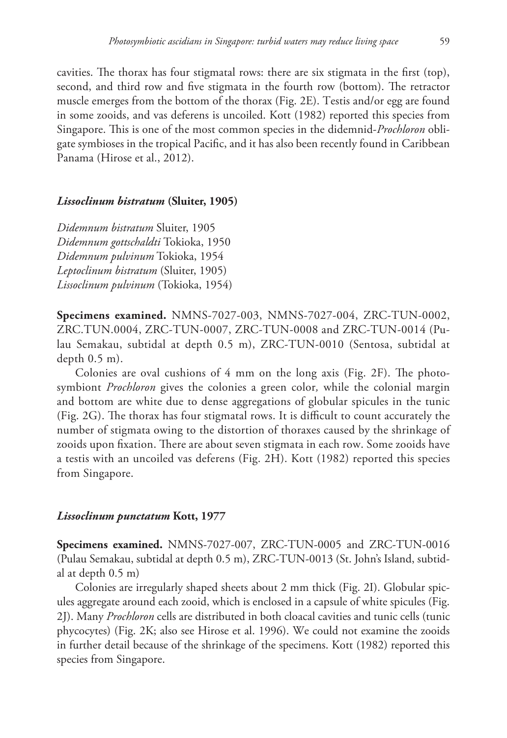cavities. The thorax has four stigmatal rows: there are six stigmata in the first (top), second, and third row and five stigmata in the fourth row (bottom). The retractor muscle emerges from the bottom of the thorax (Fig. 2E). Testis and/or egg are found in some zooids, and vas deferens is uncoiled. Kott (1982) reported this species from Singapore. This is one of the most common species in the didemnid-*Prochloron* obligate symbioses in the tropical Pacific, and it has also been recently found in Caribbean Panama (Hirose et al., 2012).

### *Lissoclinum bistratum* (Sluiter, 1905)

*Didemnum bistratum* Sluiter, 1905
*Didemnum gottschaldti* Tokioka, 1950
*Didemnum pulvinum* Tokioka, 1954
*Leptoclinum bistratum* (Sluiter, 1905)
*Lissoclinum pulvinum* (Tokioka, 1954)

**Specimens examined.** NMNS-7027-003, NMNS-7027-004, ZRC-TUN-0002, ZRC.TUN.0004, ZRC-TUN-0007, ZRC-TUN-0008 and ZRC-TUN-0014 (Pulau Semakau, subtidal at depth 0.5 m), ZRC-TUN-0010 (Sentosa, subtidal at depth 0.5 m).

Colonies are oval cushions of 4 mm on the long axis (Fig. 2F). The photosymbiont *Prochloron* gives the colonies a green color, while the colonial margin and bottom are white due to dense aggregations of globular spicules in the tunic (Fig. 2G). The thorax has four stigmatal rows. It is difficult to count accurately the number of stigmata owing to the distortion of thoraxes caused by the shrinkage of zooids upon fixation. There are about seven stigmata in each row. Some zooids have a testis with an uncoiled vas deferens (Fig. 2H). Kott (1982) reported this species from Singapore.

### *Lissoclinum punctatum* Kott, 1977

**Specimens examined.** NMNS-7027-007, ZRC-TUN-0005 and ZRC-TUN-0016 (Pulau Semakau, subtidal at depth 0.5 m), ZRC-TUN-0013 (St. John's Island, subtidal at depth 0.5 m)

Colonies are irregularly shaped sheets about 2 mm thick (Fig. 2I). Globular spicules aggregate around each zooid, which is enclosed in a capsule of white spicules (Fig. 2J). Many *Prochloron* cells are distributed in both cloacal cavities and tunic cells (tunic phycocytes) (Fig. 2K; also see Hirose et al. 1996). We could not examine the zooids in further detail because of the shrinkage of the specimens. Kott (1982) reported this species from Singapore.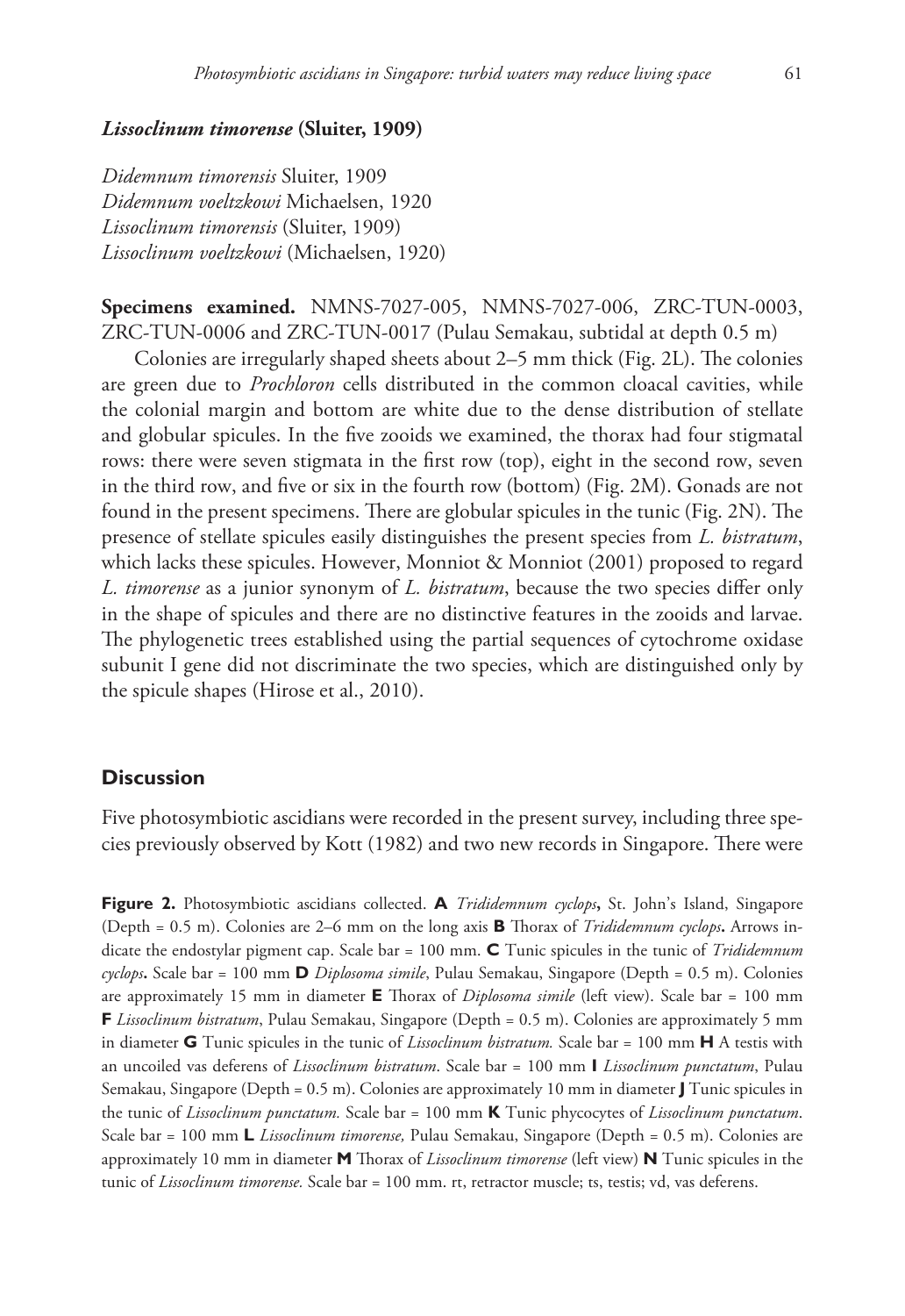#### *Lissoclinum timorense* (Sluiter, 1909)

*Didemnum timorensis* Sluiter, 1909
*Didemnum voeltzkowi* Michaelsen, 1920
*Lissoclinum timorensis* (Sluiter, 1909)
*Lissoclinum voeltzkowi* (Michaelsen, 1920)

**Specimens examined.** NMNS-7027-005, NMNS-7027-006, ZRC-TUN-0003, ZRC-TUN-0006 and ZRC-TUN-0017 (Pulau Semakau, subtidal at depth 0.5 m)

Colonies are irregularly shaped sheets about 2–5 mm thick (Fig. 2L). The colonies are green due to *Prochloron* cells distributed in the common cloacal cavities, while the colonial margin and bottom are white due to the dense distribution of stellate and globular spicules. In the five zooids we examined, the thorax had four stigmatal rows: there were seven stigmata in the first row (top), eight in the second row, seven in the third row, and five or six in the fourth row (bottom) (Fig. 2M). Gonads are not found in the present specimens. There are globular spicules in the tunic (Fig. 2N). The presence of stellate spicules easily distinguishes the present species from *L. bistratum*, which lacks these spicules. However, Monniot & Monniot (2001) proposed to regard *L. timorense* as a junior synonym of *L. bistratum*, because the two species differ only in the shape of spicules and there are no distinctive features in the zooids and larvae. The phylogenetic trees established using the partial sequences of cytochrome oxidase subunit I gene did not discriminate the two species, which are distinguished only by the spicule shapes (Hirose et al., 2010).

## Discussion

Five photosymbiotic ascidians were recorded in the present survey, including three species previously observed by Kott (1982) and two new records in Singapore. There were

**Figure 2.** Photosymbiotic ascidians collected. **A** *Trididemnum cyclops***,** St. John's Island, Singapore (Depth = 0.5 m). Colonies are 2–6 mm on the long axis **B** Thorax of *Trididemnum cyclops***.** Arrows indicate the endostylar pigment cap. Scale bar = 100 mm. **C** Tunic spicules in the tunic of *Trididemnum cyclops***.** Scale bar = 100 mm **D** *Diplosoma simile*, Pulau Semakau, Singapore (Depth = 0.5 m). Colonies are approximately 15 mm in diameter **E** Thorax of *Diplosoma simile* (left view). Scale bar = 100 mm **F** *Lissoclinum bistratum*, Pulau Semakau, Singapore (Depth = 0.5 m). Colonies are approximately 5 mm in diameter **G** Tunic spicules in the tunic of *Lissoclinum bistratum.* Scale bar = 100 mm **H** A testis with an uncoiled vas deferens of *Lissoclinum bistratum*. Scale bar = 100 mm **I** *Lissoclinum punctatum*, Pulau Semakau, Singapore (Depth = 0.5 m). Colonies are approximately 10 mm in diameter **J** Tunic spicules in the tunic of *Lissoclinum punctatum.* Scale bar = 100 mm **K** Tunic phycocytes of *Lissoclinum punctatum*. Scale bar = 100 mm **L** *Lissoclinum timorense,* Pulau Semakau, Singapore (Depth = 0.5 m). Colonies are approximately 10 mm in diameter **M** Thorax of *Lissoclinum timorense* (left view) **N** Tunic spicules in the tunic of *Lissoclinum timorense.* Scale bar = 100 mm. rt, retractor muscle; ts, testis; vd, vas deferens.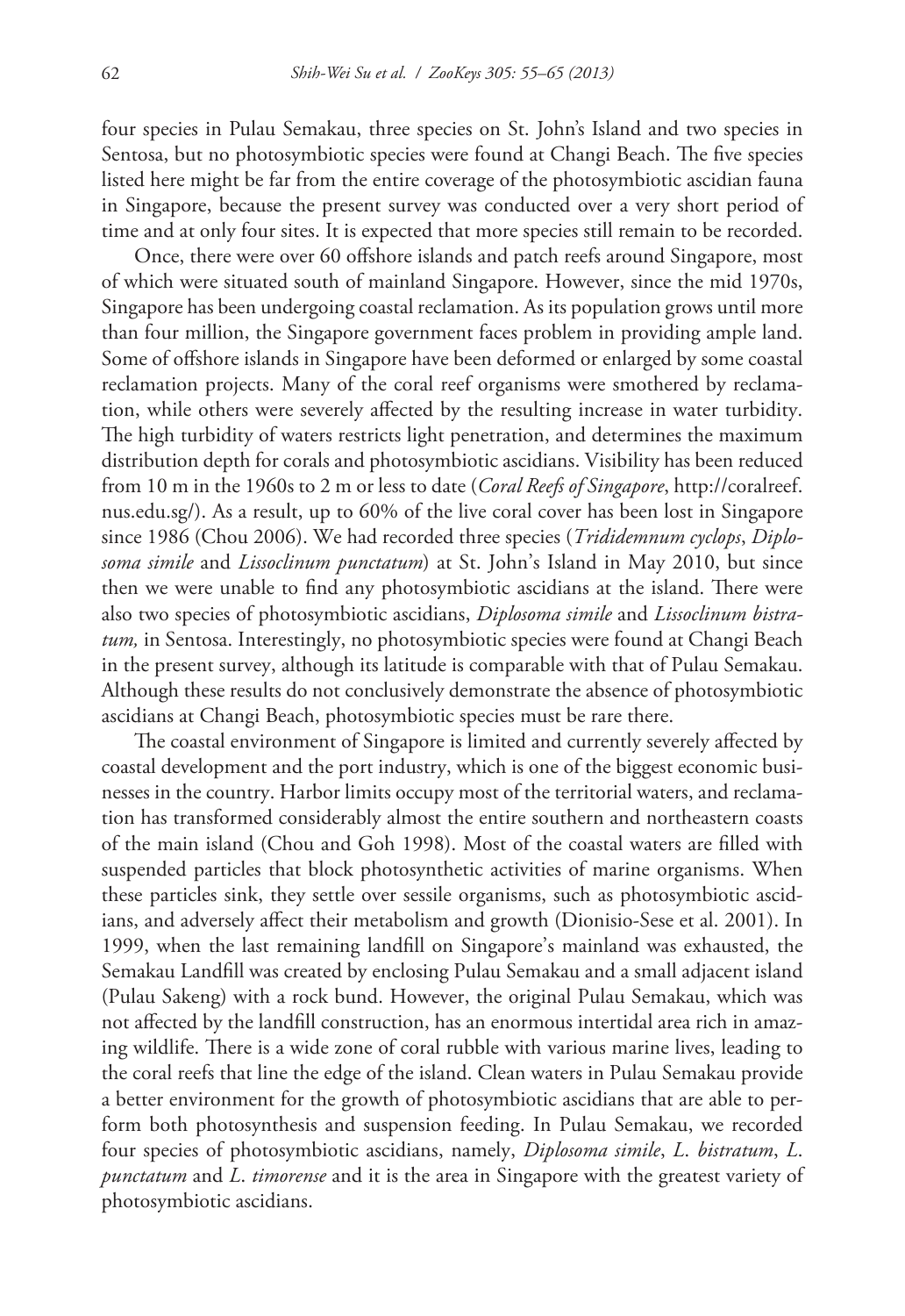four species in Pulau Semakau, three species on St. John's Island and two species in Sentosa, but no photosymbiotic species were found at Changi Beach. The five species listed here might be far from the entire coverage of the photosymbiotic ascidian fauna in Singapore, because the present survey was conducted over a very short period of time and at only four sites. It is expected that more species still remain to be recorded.

Once, there were over 60 offshore islands and patch reefs around Singapore, most of which were situated south of mainland Singapore. However, since the mid 1970s, Singapore has been undergoing coastal reclamation. As its population grows until more than four million, the Singapore government faces problem in providing ample land. Some of offshore islands in Singapore have been deformed or enlarged by some coastal reclamation projects. Many of the coral reef organisms were smothered by reclamation, while others were severely affected by the resulting increase in water turbidity. The high turbidity of waters restricts light penetration, and determines the maximum distribution depth for corals and photosymbiotic ascidians. Visibility has been reduced from 10 m in the 1960s to 2 m or less to date (*Coral Reefs of Singapore*, http://coralreef.nus.edu.sg/). As a result, up to 60% of the live coral cover has been lost in Singapore since 1986 (Chou 2006). We had recorded three species (*Trididemnum cyclops*, *Diplosoma simile* and *Lissoclinum punctatum*) at St. John's Island in May 2010, but since then we were unable to find any photosymbiotic ascidians at the island. There were also two species of photosymbiotic ascidians, *Diplosoma simile* and *Lissoclinum bistratum,* in Sentosa. Interestingly, no photosymbiotic species were found at Changi Beach in the present survey, although its latitude is comparable with that of Pulau Semakau. Although these results do not conclusively demonstrate the absence of photosymbiotic ascidians at Changi Beach, photosymbiotic species must be rare there.

The coastal environment of Singapore is limited and currently severely affected by coastal development and the port industry, which is one of the biggest economic businesses in the country. Harbor limits occupy most of the territorial waters, and reclamation has transformed considerably almost the entire southern and northeastern coasts of the main island (Chou and Goh 1998). Most of the coastal waters are filled with suspended particles that block photosynthetic activities of marine organisms. When these particles sink, they settle over sessile organisms, such as photosymbiotic ascidians, and adversely affect their metabolism and growth (Dionisio-Sese et al. 2001). In 1999, when the last remaining landfill on Singapore's mainland was exhausted, the Semakau Landfill was created by enclosing Pulau Semakau and a small adjacent island (Pulau Sakeng) with a rock bund. However, the original Pulau Semakau, which was not affected by the landfill construction, has an enormous intertidal area rich in amazing wildlife. There is a wide zone of coral rubble with various marine lives, leading to the coral reefs that line the edge of the island. Clean waters in Pulau Semakau provide a better environment for the growth of photosymbiotic ascidians that are able to perform both photosynthesis and suspension feeding. In Pulau Semakau, we recorded four species of photosymbiotic ascidians, namely, *Diplosoma simile*, *L. bistratum*, *L. punctatum* and *L. timorense* and it is the area in Singapore with the greatest variety of photosymbiotic ascidians.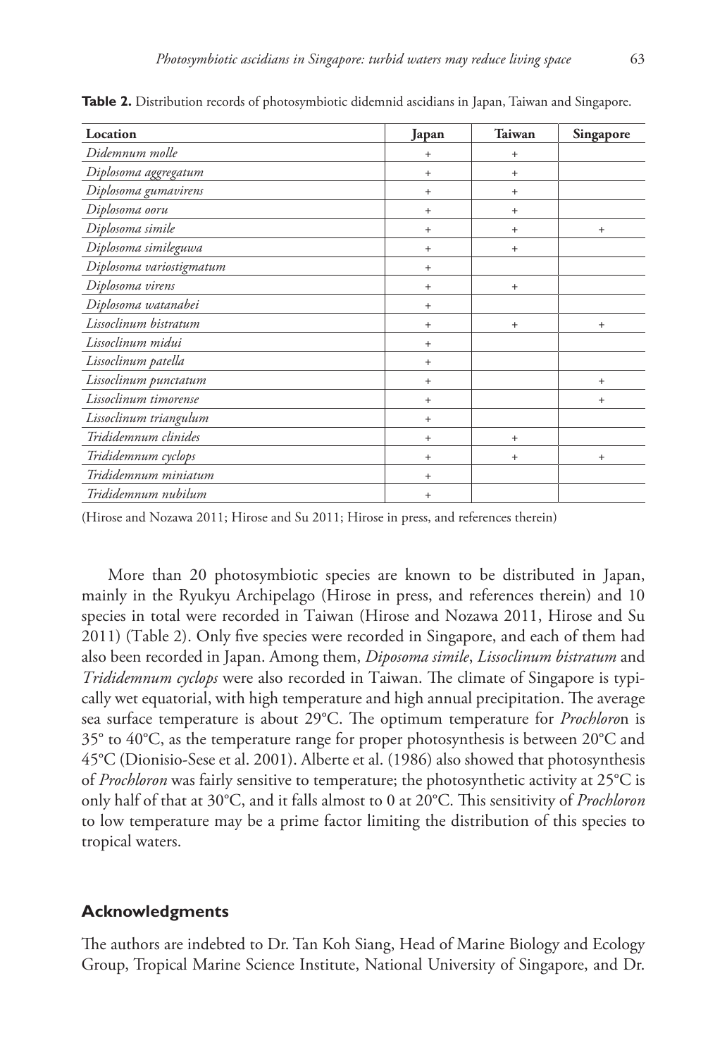**Table 2.** Distribution records of photosymbiotic didemnid ascidians in Japan, Taiwan and Singapore.

| Location | Japan | Taiwan | Singapore |
|---|---|---|---|
| *Didemnum molle* | + | + | |
| *Diplosoma aggregatum* | + | + | |
| *Diplosoma gumavirens* | + | + | |
| *Diplosoma ooru* | + | + | |
| *Diplosoma simile* | + | + | + |
| *Diplosoma simileguwa* | + | + | |
| *Diplosoma variostigmatum* | + | | |
| *Diplosoma virens* | + | + | |
| *Diplosoma watanabei* | + | | |
| *Lissoclinum bistratum* | + | + | + |
| *Lissoclinum midui* | + | | |
| *Lissoclinum patella* | + | | |
| *Lissoclinum punctatum* | + | | + |
| *Lissoclinum timorense* | + | | + |
| *Lissoclinum triangulum* | + | | |
| *Trididemnum clinides* | + | + | |
| *Trididemnum cyclops* | + | + | + |
| *Trididemnum miniatum* | + | | |
| *Trididemnum nubilum* | + | | |

(Hirose and Nozawa 2011; Hirose and Su 2011; Hirose in press, and references therein)

More than 20 photosymbiotic species are known to be distributed in Japan, mainly in the Ryukyu Archipelago (Hirose in press, and references therein) and 10 species in total were recorded in Taiwan (Hirose and Nozawa 2011, Hirose and Su 2011) (Table 2). Only five species were recorded in Singapore, and each of them had also been recorded in Japan. Among them, *Diposoma simile*, *Lissoclinum bistratum* and *Trididemnum cyclops* were also recorded in Taiwan. The climate of Singapore is typically wet equatorial, with high temperature and high annual precipitation. The average sea surface temperature is about 29°C. The optimum temperature for *Prochloro*n is 35° to 40°C, as the temperature range for proper photosynthesis is between 20°C and 45°C (Dionisio-Sese et al. 2001). Alberte et al. (1986) also showed that photosynthesis of *Prochloron* was fairly sensitive to temperature; the photosynthetic activity at 25°C is only half of that at 30°C, and it falls almost to 0 at 20°C. This sensitivity of *Prochloron* to low temperature may be a prime factor limiting the distribution of this species to tropical waters.

## Acknowledgments

The authors are indebted to Dr. Tan Koh Siang, Head of Marine Biology and Ecology Group, Tropical Marine Science Institute, National University of Singapore, and Dr.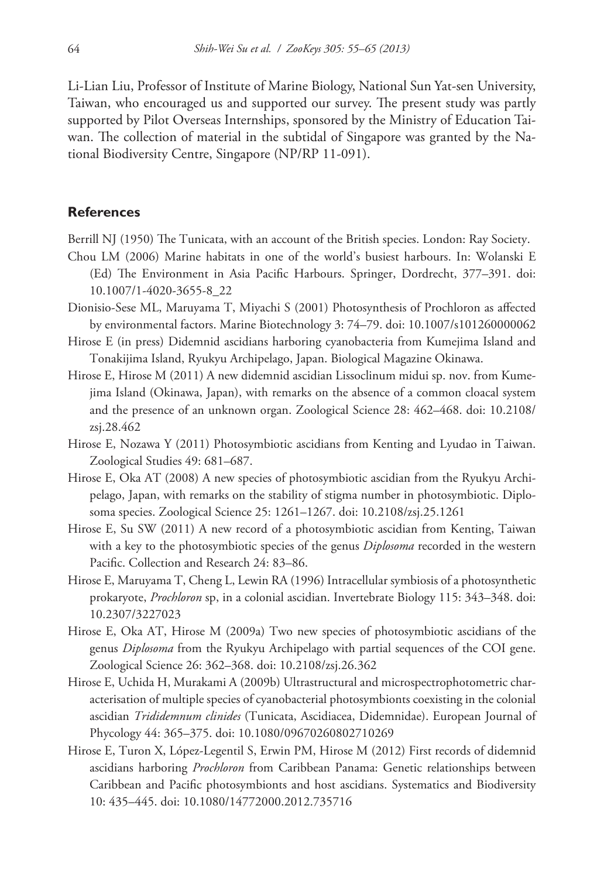Li-Lian Liu, Professor of Institute of Marine Biology, National Sun Yat-sen University, Taiwan, who encouraged us and supported our survey. The present study was partly supported by Pilot Overseas Internships, sponsored by the Ministry of Education Taiwan. The collection of material in the subtidal of Singapore was granted by the National Biodiversity Centre, Singapore (NP/RP 11-091).

## References

Berrill NJ (1950) The Tunicata, with an account of the British species. London: Ray Society.

Chou LM (2006) Marine habitats in one of the world's busiest harbours. In: Wolanski E (Ed) The Environment in Asia Pacific Harbours. Springer, Dordrecht, 377–391. doi: 10.1007/1-4020-3655-8_22

Dionisio-Sese ML, Maruyama T, Miyachi S (2001) Photosynthesis of Prochloron as affected by environmental factors. Marine Biotechnology 3: 74–79. doi: 10.1007/s101260000062

Hirose E (in press) Didemnid ascidians harboring cyanobacteria from Kumejima Island and Tonakijima Island, Ryukyu Archipelago, Japan. Biological Magazine Okinawa.

Hirose E, Hirose M (2011) A new didemnid ascidian Lissoclinum midui sp. nov. from Kumejima Island (Okinawa, Japan), with remarks on the absence of a common cloacal system and the presence of an unknown organ. Zoological Science 28: 462–468. doi: 10.2108/zsj.28.462

Hirose E, Nozawa Y (2011) Photosymbiotic ascidians from Kenting and Lyudao in Taiwan. Zoological Studies 49: 681–687.

Hirose E, Oka AT (2008) A new species of photosymbiotic ascidian from the Ryukyu Archipelago, Japan, with remarks on the stability of stigma number in photosymbiotic. Diplosoma species. Zoological Science 25: 1261–1267. doi: 10.2108/zsj.25.1261

Hirose E, Su SW (2011) A new record of a photosymbiotic ascidian from Kenting, Taiwan with a key to the photosymbiotic species of the genus *Diplosoma* recorded in the western Pacific. Collection and Research 24: 83–86.

Hirose E, Maruyama T, Cheng L, Lewin RA (1996) Intracellular symbiosis of a photosynthetic prokaryote, *Prochloron* sp, in a colonial ascidian. Invertebrate Biology 115: 343–348. doi: 10.2307/3227023

Hirose E, Oka AT, Hirose M (2009a) Two new species of photosymbiotic ascidians of the genus *Diplosoma* from the Ryukyu Archipelago with partial sequences of the COI gene. Zoological Science 26: 362–368. doi: 10.2108/zsj.26.362

Hirose E, Uchida H, Murakami A (2009b) Ultrastructural and microspectrophotometric characterisation of multiple species of cyanobacterial photosymbionts coexisting in the colonial ascidian *Trididemnum clinides* (Tunicata, Ascidiacea, Didemnidae). European Journal of Phycology 44: 365–375. doi: 10.1080/09670260802710269

Hirose E, Turon X, López-Legentil S, Erwin PM, Hirose M (2012) First records of didemnid ascidians harboring *Prochloron* from Caribbean Panama: Genetic relationships between Caribbean and Pacific photosymbionts and host ascidians. Systematics and Biodiversity 10: 435–445. doi: 10.1080/14772000.2012.735716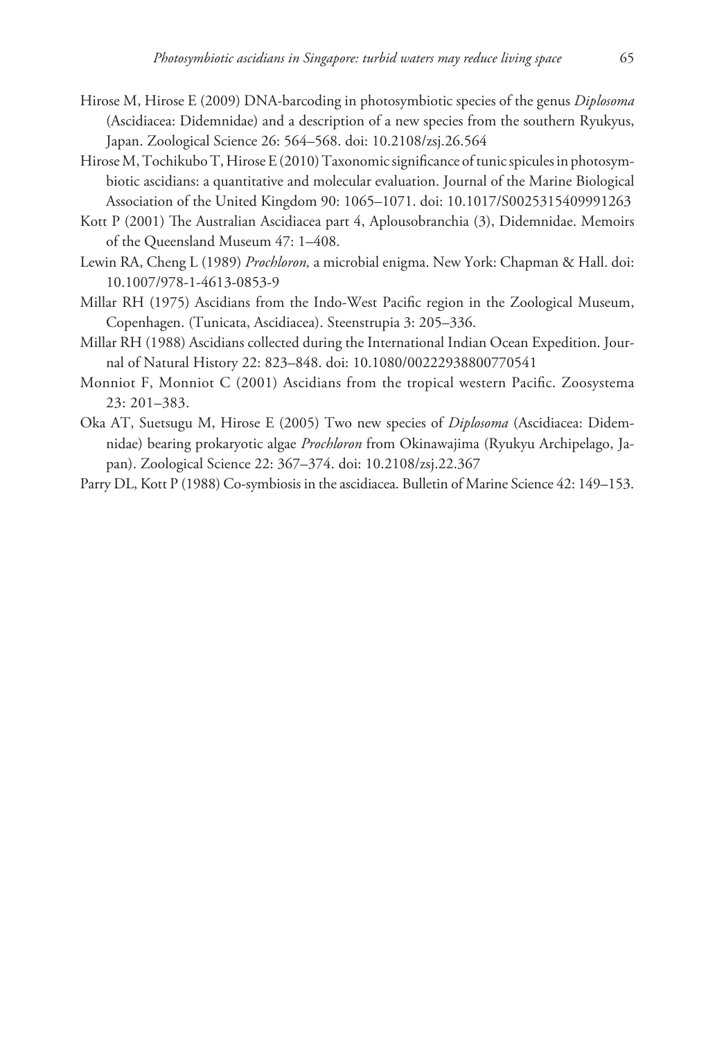Hirose M, Hirose E (2009) DNA-barcoding in photosymbiotic species of the genus *Diplosoma* (Ascidiacea: Didemnidae) and a description of a new species from the southern Ryukyus, Japan. Zoological Science 26: 564–568. doi: 10.2108/zsj.26.564

Hirose M, Tochikubo T, Hirose E (2010) Taxonomic significance of tunic spicules in photosymbiotic ascidians: a quantitative and molecular evaluation. Journal of the Marine Biological Association of the United Kingdom 90: 1065–1071. doi: 10.1017/S0025315409991263

Kott P (2001) The Australian Ascidiacea part 4, Aplousobranchia (3), Didemnidae. Memoirs of the Queensland Museum 47: 1–408.

Lewin RA, Cheng L (1989) *Prochloron,* a microbial enigma. New York: Chapman & Hall. doi: 10.1007/978-1-4613-0853-9

Millar RH (1975) Ascidians from the Indo-West Pacific region in the Zoological Museum, Copenhagen. (Tunicata, Ascidiacea). Steenstrupia 3: 205–336.

Millar RH (1988) Ascidians collected during the International Indian Ocean Expedition. Journal of Natural History 22: 823–848. doi: 10.1080/00222938800770541

Monniot F, Monniot C (2001) Ascidians from the tropical western Pacific. Zoosystema 23: 201–383.

Oka AT, Suetsugu M, Hirose E (2005) Two new species of *Diplosoma* (Ascidiacea: Didemnidae) bearing prokaryotic algae *Prochloron* from Okinawajima (Ryukyu Archipelago, Japan). Zoological Science 22: 367–374. doi: 10.2108/zsj.22.367

Parry DL, Kott P (1988) Co-symbiosis in the ascidiacea. Bulletin of Marine Science 42: 149–153.